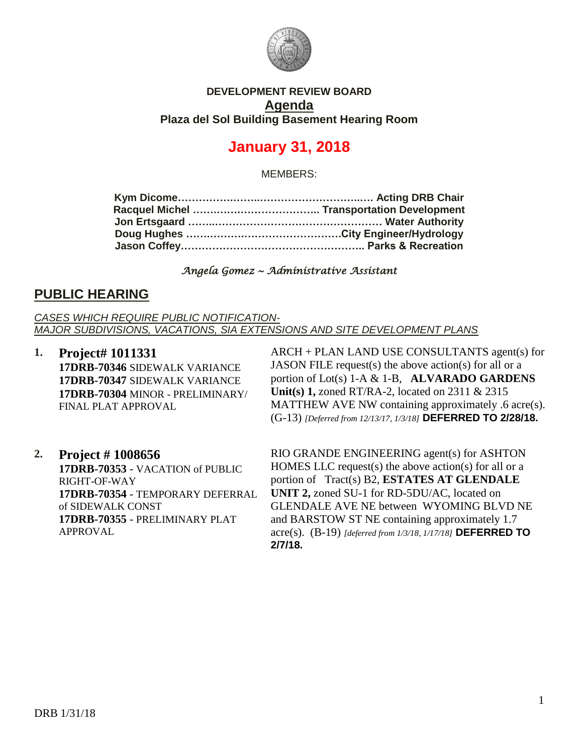**DEVELOPMENT REVIEW BOARD**

**Agenda**

**Plaza del Sol Building Basement Hearing Room**

# January 31, 2018

MEMBERS:

**Kym Dicome……………………………………………… Acting DRB Chair**
**Racquel Michel ……………………………….. Transportation Development**
**Jon Ertsgaard ……………………………………………… Water Authority**
**Doug Hughes ………………………………………City Engineer/Hydrology**
**Jason Coffey……………………………………………….. Parks & Recreation**

*Angela Gomez ~ Administrative Assistant*

## PUBLIC HEARING

*CASES WHICH REQUIRE PUBLIC NOTIFICATION-*
*MAJOR SUBDIVISIONS, VACATIONS, SIA EXTENSIONS AND SITE DEVELOPMENT PLANS*

**1. Project# 1011331**
**17DRB-70346** SIDEWALK VARIANCE
**17DRB-70347** SIDEWALK VARIANCE
**17DRB-70304** MINOR - PRELIMINARY/ FINAL PLAT APPROVAL

ARCH + PLAN LAND USE CONSULTANTS agent(s) for JASON FILE request(s) the above action(s) for all or a portion of Lot(s) 1-A & 1-B, **ALVARADO GARDENS Unit(s) 1,** zoned RT/RA-2, located on 2311 & 2315 MATTHEW AVE NW containing approximately .6 acre(s). (G-13) *[Deferred from 12/13/17, 1/3/18]* **DEFERRED TO 2/28/18.**

**2. Project # 1008656**
**17DRB-70353** - VACATION of PUBLIC RIGHT-OF-WAY
**17DRB-70354** - TEMPORARY DEFERRAL of SIDEWALK CONST
**17DRB-70355** - PRELIMINARY PLAT APPROVAL

RIO GRANDE ENGINEERING agent(s) for ASHTON HOMES LLC request(s) the above action(s) for all or a portion of Tract(s) B2, **ESTATES AT GLENDALE UNIT 2,** zoned SU-1 for RD-5DU/AC, located on GLENDALE AVE NE between WYOMING BLVD NE and BARSTOW ST NE containing approximately 1.7 acre(s). (B-19) *[deferred from 1/3/18, 1/17/18]* **DEFERRED TO 2/7/18.**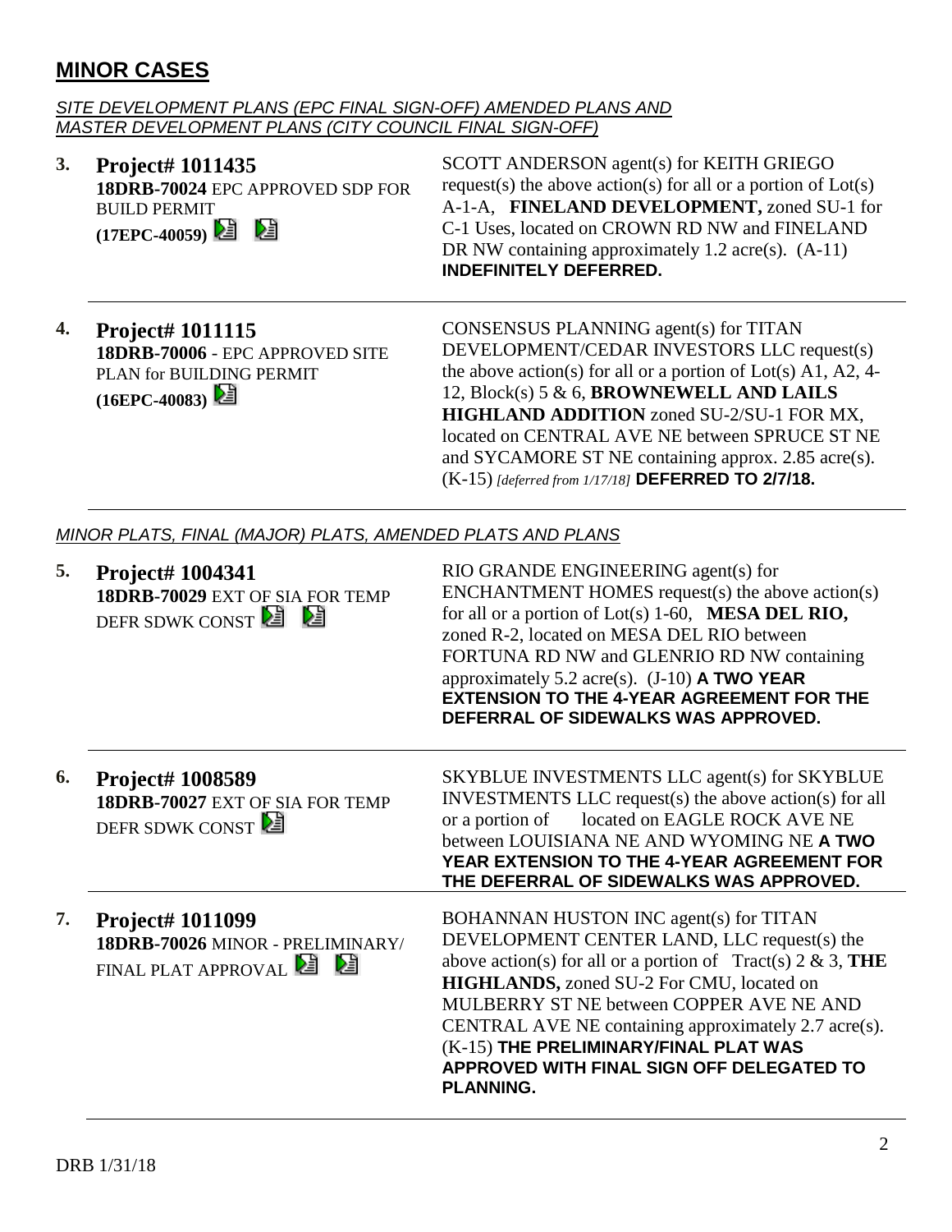## MINOR CASES

*SITE DEVELOPMENT PLANS (EPC FINAL SIGN-OFF) AMENDED PLANS AND MASTER DEVELOPMENT PLANS (CITY COUNCIL FINAL SIGN-OFF)*

| | | |
|---|---|---|
| **3.** | **Project# 1011435**<br>**18DRB-70024** EPC APPROVED SDP FOR BUILD PERMIT<br>**(17EPC-40059)** | SCOTT ANDERSON agent(s) for KEITH GRIEGO request(s) the above action(s) for all or a portion of Lot(s) A-1-A, **FINELAND DEVELOPMENT,** zoned SU-1 for C-1 Uses, located on CROWN RD NW and FINELAND DR NW containing approximately 1.2 acre(s). (A-11) **INDEFINITELY DEFERRED.** |
| **4.** | **Project# 1011115**<br>**18DRB-70006** - EPC APPROVED SITE PLAN for BUILDING PERMIT<br>**(16EPC-40083)** | CONSENSUS PLANNING agent(s) for TITAN DEVELOPMENT/CEDAR INVESTORS LLC request(s) the above action(s) for all or a portion of Lot(s) A1, A2, 4-12, Block(s) 5 & 6, **BROWNEWELL AND LAILS HIGHLAND ADDITION** zoned SU-2/SU-1 FOR MX, located on CENTRAL AVE NE between SPRUCE ST NE and SYCAMORE ST NE containing approx. 2.85 acre(s). (K-15) *[deferred from 1/17/18]* **DEFERRED TO 2/7/18.** |

*MINOR PLATS, FINAL (MAJOR) PLATS, AMENDED PLATS AND PLANS*

| | | |
|---|---|---|
| **5.** | **Project# 1004341**<br>**18DRB-70029** EXT OF SIA FOR TEMP DEFR SDWK CONST | RIO GRANDE ENGINEERING agent(s) for ENCHANTMENT HOMES request(s) the above action(s) for all or a portion of Lot(s) 1-60, **MESA DEL RIO,** zoned R-2, located on MESA DEL RIO between FORTUNA RD NW and GLENRIO RD NW containing approximately 5.2 acre(s). (J-10) **A TWO YEAR EXTENSION TO THE 4-YEAR AGREEMENT FOR THE DEFERRAL OF SIDEWALKS WAS APPROVED.** |
| **6.** | **Project# 1008589**<br>**18DRB-70027** EXT OF SIA FOR TEMP DEFR SDWK CONST | SKYBLUE INVESTMENTS LLC agent(s) for SKYBLUE INVESTMENTS LLC request(s) the above action(s) for all or a portion of located on EAGLE ROCK AVE NE between LOUISIANA NE AND WYOMING NE **A TWO YEAR EXTENSION TO THE 4-YEAR AGREEMENT FOR THE DEFERRAL OF SIDEWALKS WAS APPROVED.** |
| **7.** | **Project# 1011099**<br>**18DRB-70026** MINOR - PRELIMINARY/ FINAL PLAT APPROVAL | BOHANNAN HUSTON INC agent(s) for TITAN DEVELOPMENT CENTER LAND, LLC request(s) the above action(s) for all or a portion of Tract(s) 2 & 3, **THE HIGHLANDS,** zoned SU-2 For CMU, located on MULBERRY ST NE between COPPER AVE NE AND CENTRAL AVE NE containing approximately 2.7 acre(s). (K-15) **THE PRELIMINARY/FINAL PLAT WAS APPROVED WITH FINAL SIGN OFF DELEGATED TO PLANNING.** |

DRB 1/31/18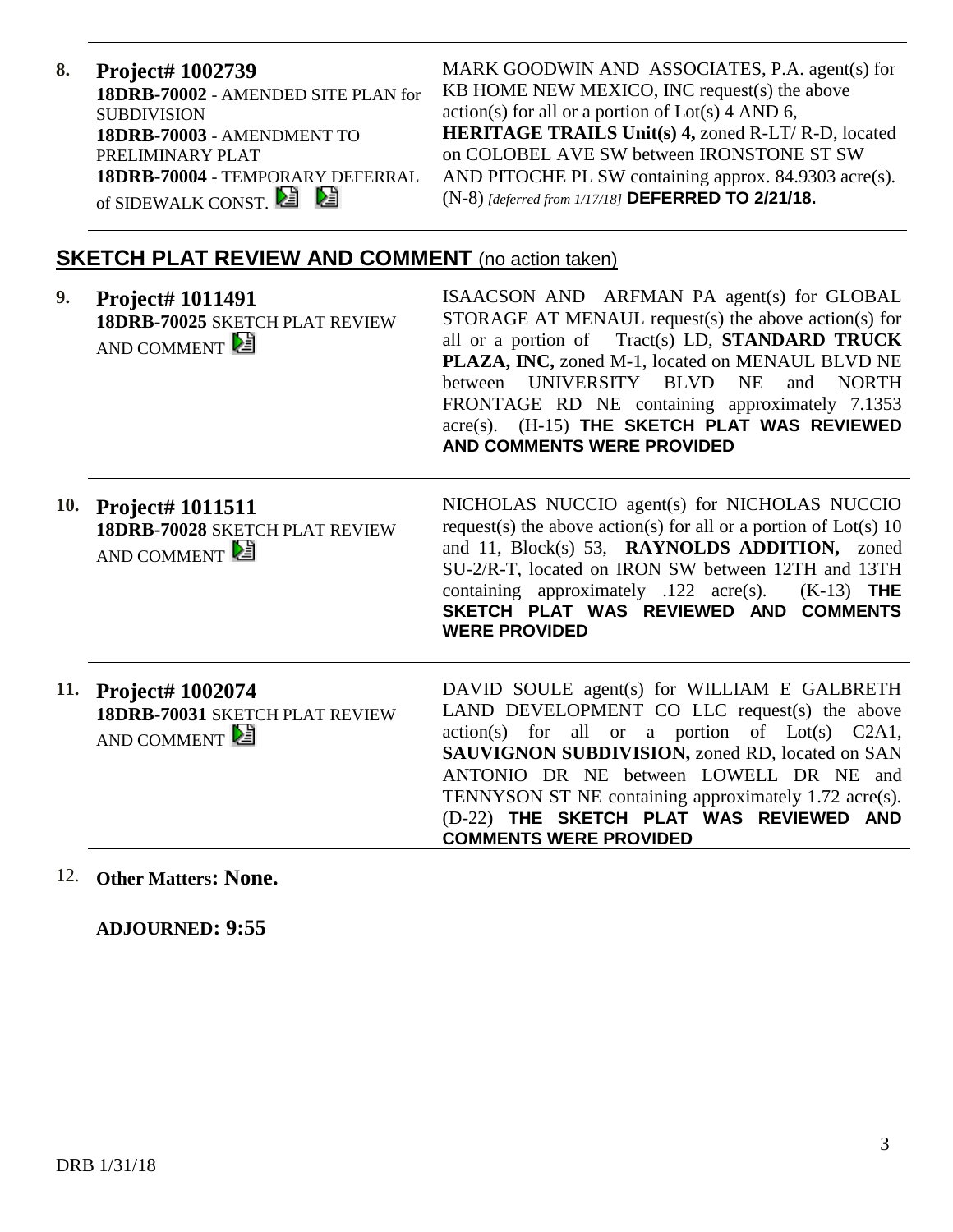**8.** **Project# 1002739**
**18DRB-70002** - AMENDED SITE PLAN for SUBDIVISION
**18DRB-70003** - AMENDMENT TO PRELIMINARY PLAT
**18DRB-70004** - TEMPORARY DEFERRAL of SIDEWALK CONST.

MARK GOODWIN AND ASSOCIATES, P.A. agent(s) for KB HOME NEW MEXICO, INC request(s) the above action(s) for all or a portion of Lot(s) 4 AND 6, **HERITAGE TRAILS Unit(s) 4,** zoned R-LT/ R-D, located on COLOBEL AVE SW between IRONSTONE ST SW AND PITOCHE PL SW containing approx. 84.9303 acre(s). (N-8) *[deferred from 1/17/18]* **DEFERRED TO 2/21/18.**

## SKETCH PLAT REVIEW AND COMMENT (no action taken)

**9.** **Project# 1011491**
**18DRB-70025** SKETCH PLAT REVIEW AND COMMENT

ISAACSON AND ARFMAN PA agent(s) for GLOBAL STORAGE AT MENAUL request(s) the above action(s) for all or a portion of Tract(s) LD, **STANDARD TRUCK PLAZA, INC,** zoned M-1, located on MENAUL BLVD NE between UNIVERSITY BLVD NE and NORTH FRONTAGE RD NE containing approximately 7.1353 acre(s). (H-15) **THE SKETCH PLAT WAS REVIEWED AND COMMENTS WERE PROVIDED**

**10.** **Project# 1011511**
**18DRB-70028** SKETCH PLAT REVIEW AND COMMENT

NICHOLAS NUCCIO agent(s) for NICHOLAS NUCCIO request(s) the above action(s) for all or a portion of Lot(s) 10 and 11, Block(s) 53, **RAYNOLDS ADDITION,** zoned SU-2/R-T, located on IRON SW between 12TH and 13TH containing approximately .122 acre(s). (K-13) **THE SKETCH PLAT WAS REVIEWED AND COMMENTS WERE PROVIDED**

**11.** **Project# 1002074**
**18DRB-70031** SKETCH PLAT REVIEW AND COMMENT

DAVID SOULE agent(s) for WILLIAM E GALBRETH LAND DEVELOPMENT CO LLC request(s) the above action(s) for all or a portion of Lot(s) C2A1, **SAUVIGNON SUBDIVISION,** zoned RD, located on SAN ANTONIO DR NE between LOWELL DR NE and TENNYSON ST NE containing approximately 1.72 acre(s). (D-22) **THE SKETCH PLAT WAS REVIEWED AND COMMENTS WERE PROVIDED**

12. **Other Matters: None.**

**ADJOURNED: 9:55**

DRB 1/31/18